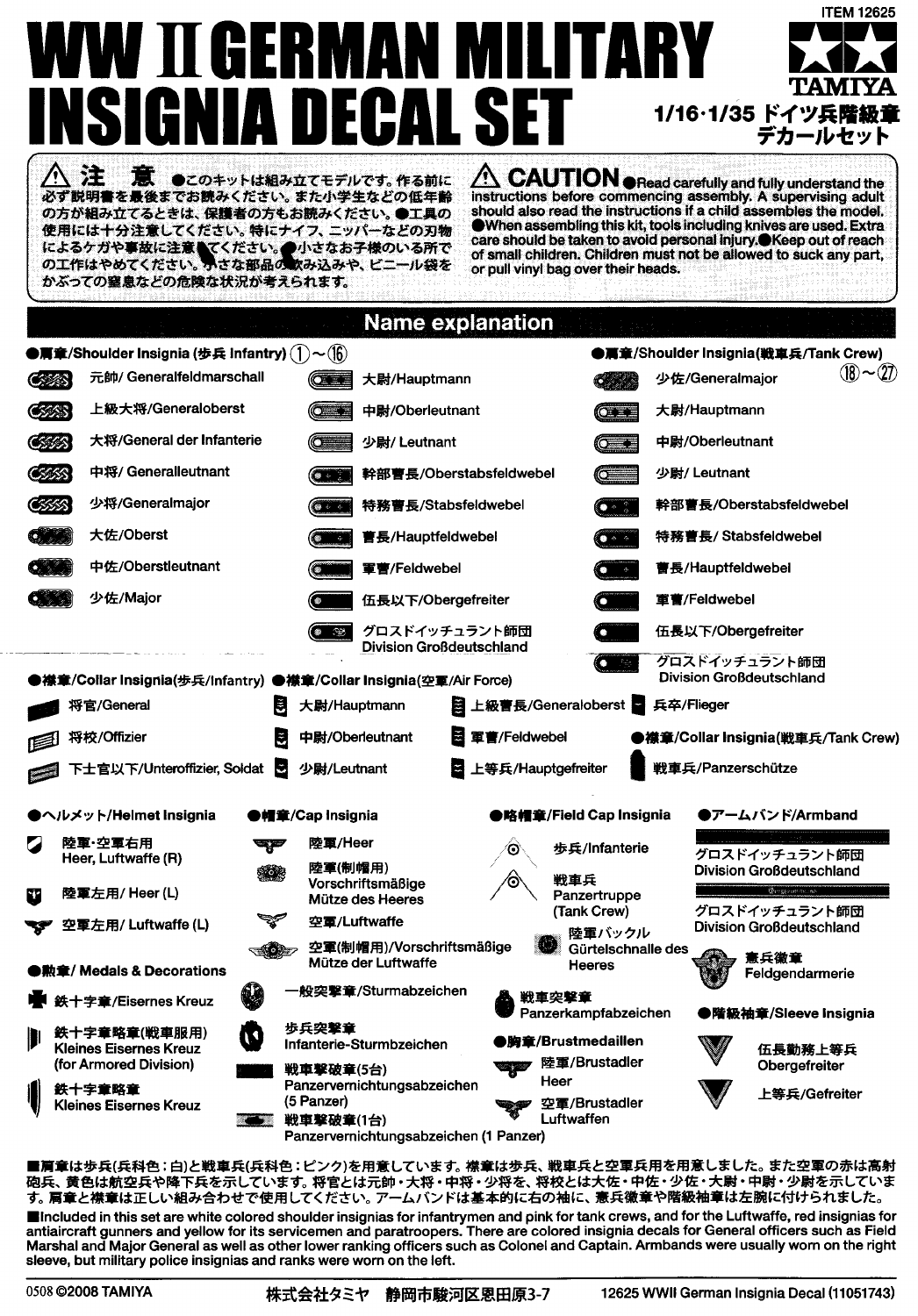ITEM 12625

# WW II GERMAN MILITARY INSIGNIA DECAL SET

TAMIYA

1/16・1/35 ドイツ兵階級章デカールセット

⚠ 注 意 ●このキットは組み立てモデルです。作る前に必ず説明書を最後までお読みください。また小学生などの低年齢の方が組み立てるときは、保護者の方もお読みください。●工具の使用には十分注意してください。特にナイフ、ニッパーなどの刃物によるケガや事故に注意してください。●小さなお子様のいる所での工作はやめてください。小さな部品の飲み込みや、ビニール袋をかぶっての窒息などの危険な状況が考えられます。

⚠ CAUTION ●Read carefully and fully understand the instructions before commencing assembly. A supervising adult should also read the instructions if a child assembles the model. ●When assembling this kit, tools including knives are used. Extra care should be taken to avoid personal injury. ●Keep out of reach of small children. Children must not be allowed to suck any part, or pull vinyl bag over their heads.

## Name explanation

### ●肩章/Shoulder Insignia (歩兵 Infantry) ①～⑯

- 元帥/ Generalfeldmarschall
- 上級大将/Generaloberst
- 大将/General der Infanterie
- 中将/ Generalleutnant
- 少将/Generalmajor
- 大佐/Oberst
- 中佐/Oberstleutnant
- 少佐/Major
- 大尉/Hauptmann
- 中尉/Oberleutnant
- 少尉/ Leutnant
- 幹部曹長/Oberstabsfeldwebel
- 特務曹長/Stabsfeldwebel
- 曹長/Hauptfeldwebel
- 軍曹/Feldwebel
- 伍長以下/Obergefreiter
- グロスドイッチュラント師団 Division Großdeutschland

### ●肩章/Shoulder Insignia(戦車兵/Tank Crew) ⑱～㉗

- 少佐/Generalmajor
- 大尉/Hauptmann
- 中尉/Oberleutnant
- 少尉/ Leutnant
- 幹部曹長/Oberstabsfeldwebel
- 特務曹長/ Stabsfeldwebel
- 曹長/Hauptfeldwebel
- 軍曹/Feldwebel
- 伍長以下/Obergefreiter
- グロスドイッチュラント師団 Division Großdeutschland

### ●襟章/Collar Insignia(歩兵/Infantry)

- 将官/General
- 将校/Offizier
- 下士官以下/Unteroffizier, Soldat

### ●襟章/Collar Insignia(空軍/Air Force)

- 大尉/Hauptmann
- 中尉/Oberleutnant
- 少尉/Leutnant
- 上級曹長/Generaloberst
- 軍曹/Feldwebel
- 上等兵/Hauptgefreiter
- 兵卒/Flieger

### ●襟章/Collar Insignia(戦車兵/Tank Crew)

- 戦車兵/Panzerschütze

### ●ヘルメット/Helmet Insignia

- 陸軍・空軍右用 Heer, Luftwaffe (R)
- 陸軍左用/ Heer (L)
- 空軍左用/ Luftwaffe (L)

### ●帽章/Cap Insignia

- 陸軍/Heer
- 陸軍(制帽用) Vorschriftsmäßige Mütze des Heeres
- 空軍/Luftwaffe
- 空軍(制帽用)/Vorschriftsmäßige Mütze der Luftwaffe

### ●略帽章/Field Cap Insignia

- 歩兵/Infanterie
- 戦車兵 Panzertruppe (Tank Crew)
- 陸軍バックル Gürtelschnalle des Heeres

### ●アームバンド/Armband

- グロスドイッチュラント師団 Division Großdeutschland
- グロスドイッチュラント師団 Division Großdeutschland
- 憲兵徽章 Feldgendarmerie

### ●勲章/ Medals & Decorations

- 鉄十字章/Eisernes Kreuz
- 鉄十字章略章(戦車服用) Kleines Eisernes Kreuz (for Armored Division)
- 鉄十字章略章 Kleines Eisernes Kreuz
- 一般突撃章/Sturmabzeichen
- 歩兵突撃章 Infanterie-Sturmbzeichen
- 戦車撃破章(5台) Panzervernichtungsabzeichen (5 Panzer)
- 戦車撃破章(1台) Panzervernichtungsabzeichen (1 Panzer)
- 戦車突撃章 Panzerkampfabzeichen

### ●胸章/Brustmedaillen

- 陸軍/Brustadler Heer
- 空軍/Brustadler Luftwaffen

### ●階級袖章/Sleeve Insignia

- 伍長勤務上等兵 Obergefreiter
- 上等兵/Gefreiter

■肩章は歩兵(兵科色：白)と戦車兵(兵科色：ピンク)を用意しています。襟章は歩兵、戦車兵と空軍兵用を用意しました。また空軍の赤は高射砲兵、黄色は航空兵や降下兵を示しています。将官とは元帥・大将・中将・少将を、将校とは大佐・中佐・少佐・大尉・中尉・少尉を示しています。肩章と襟章は正しい組み合わせで使用してください。アームバンドは基本的に右の袖に、憲兵徽章や階級袖章は左腕に付けられました。

■Included in this set are white colored shoulder insignias for infantrymen and pink for tank crews, and for the Luftwaffe, red insignias for antiaircraft gunners and yellow for its servicemen and paratroopers. There are colored insignia decals for General officers such as Field Marshal and Major General as well as other lower ranking officers such as Colonel and Captain. Armbands were usually worn on the right sleeve, but military police insignias and ranks were worn on the left.

0508 ©2008 TAMIYA 株式会社タミヤ 静岡市駿河区恩田原3-7 12625 WWII German Insignia Decal (11051743)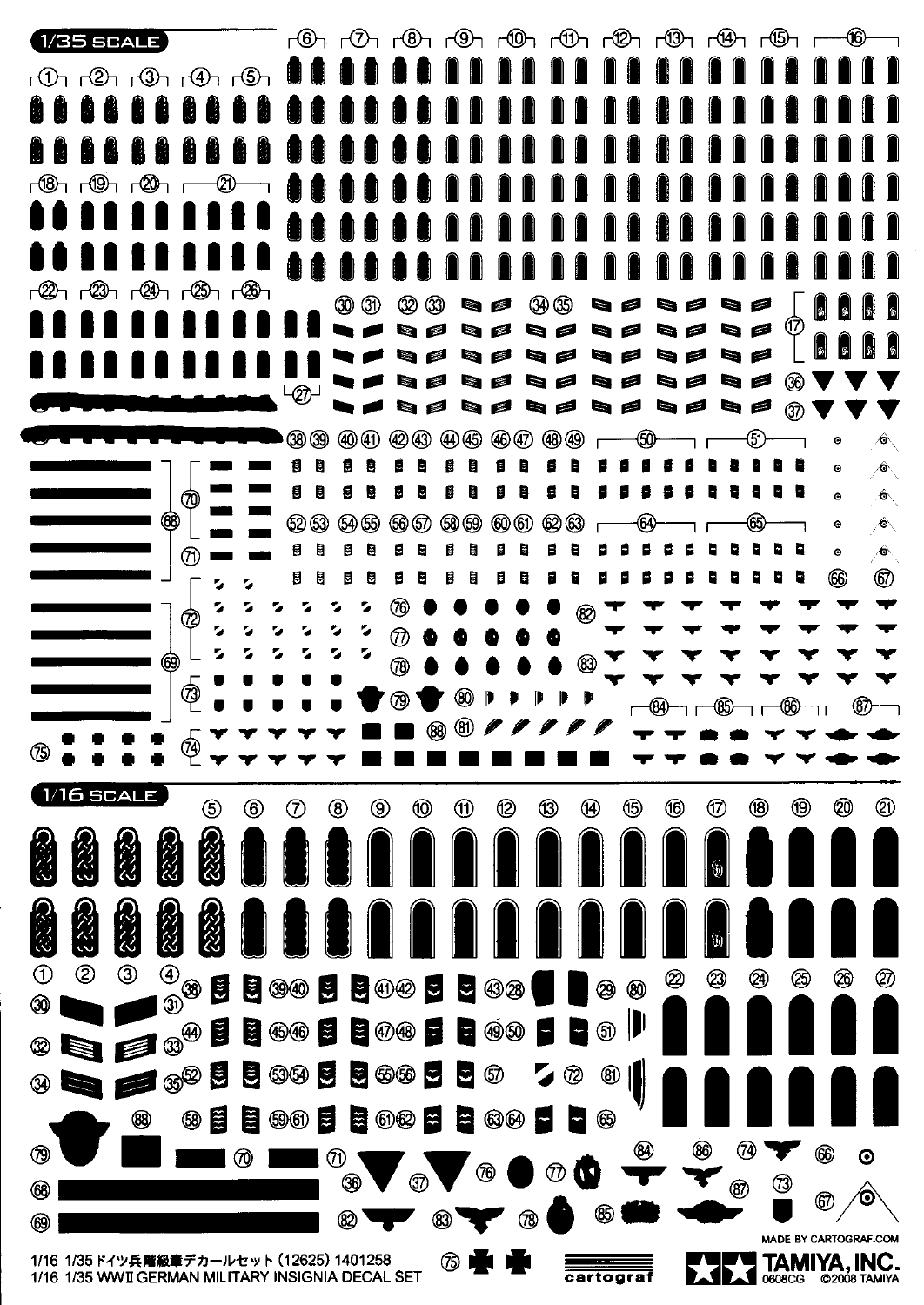1/35 SCALE

1/16 SCALE

MADE BY CARTOGRAF.COM

1/16 1/35 ドイツ兵階級章デカールセット（12625）1401258

1/16 1/35 WWII GERMAN MILITARY INSIGNIA DECAL SET

cartograf

TAMIYA, INC.

0608CG ©2008 TAMIYA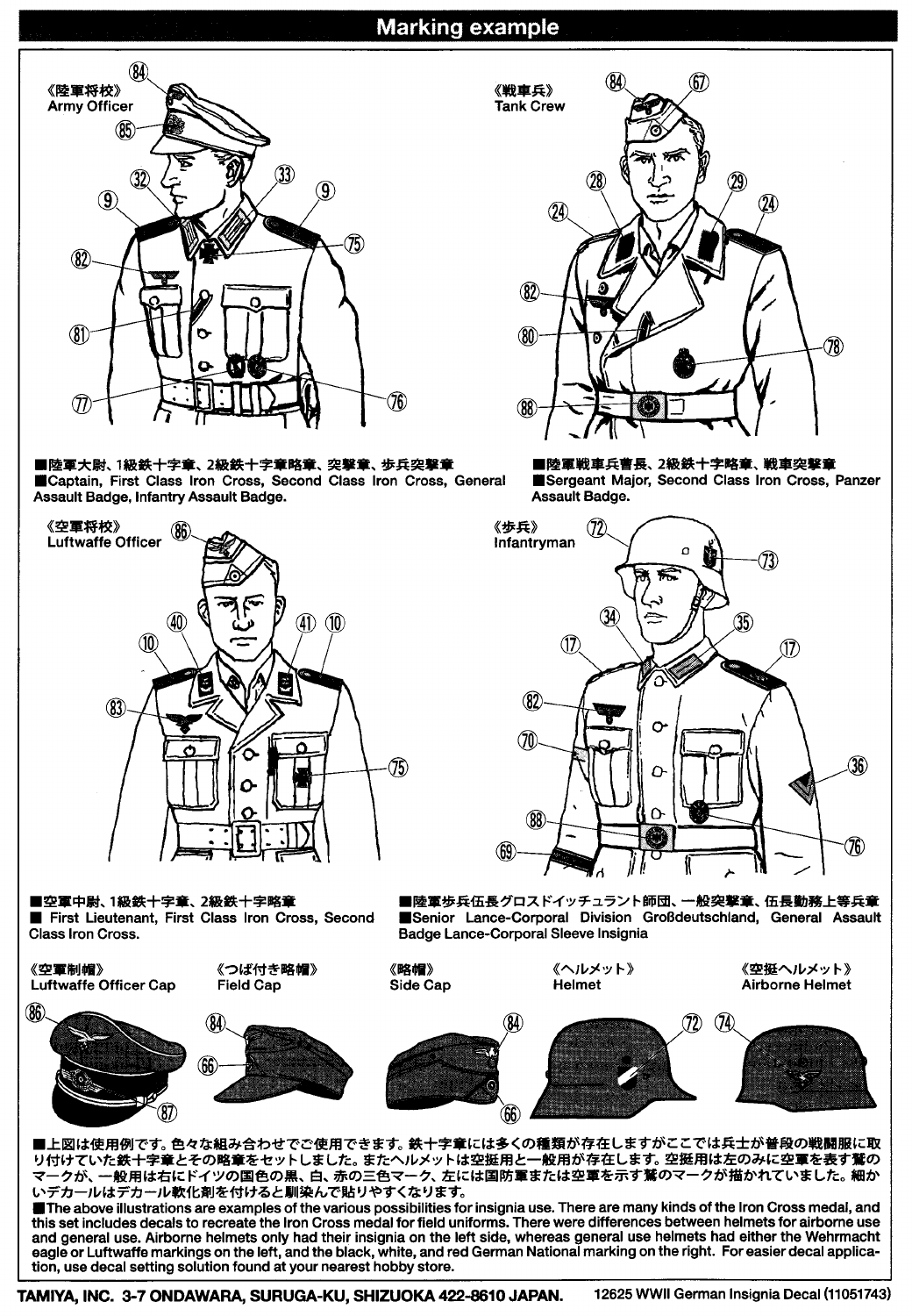# Marking example

《陸軍将校》
Army Officer

■陸軍大尉、1級鉄十字章、2級鉄十字章略章、突撃章、歩兵突撃章
■Captain, First Class Iron Cross, Second Class Iron Cross, General Assault Badge, Infantry Assault Badge.

《戦車兵》
Tank Crew

■陸軍戦車兵曹長、2級鉄十字略章、戦車突撃章
■Sergeant Major, Second Class Iron Cross, Panzer Assault Badge.

《空軍将校》
Luftwaffe Officer

■空軍中尉、1級鉄十字章、2級鉄十字略章
■ First Lieutenant, First Class Iron Cross, Second Class Iron Cross.

《歩兵》
Infantryman

■陸軍歩兵伍長グロスドイッチュラント師団、一般突撃章、伍長勤務上等兵章
■Senior Lance-Corporal Division Großdeutschland, General Assault Badge Lance-Corporal Sleeve Insignia

《空軍制帽》
Luftwaffe Officer Cap

《つば付き略帽》
Field Cap

《略帽》
Side Cap

《ヘルメット》
Helmet

《空挺ヘルメット》
Airborne Helmet

■上図は使用例です。色々な組み合わせでご使用できます。鉄十字章には多くの種類が存在しますがここでは兵士が普段の戦闘服に取り付けていた鉄十字章とその略章を再現しました。またヘルメットは空挺用と一般用が存在します。空挺用は左のみに空軍を表す鷲のマークが、一般用は右にドイツの国色の黒、白、赤の三色マーク、左には国防軍または空軍を示す鷲のマークが描かれていました。細かいデカールはデカール軟化剤を付けると馴染んで貼りやすくなります。

■The above illustrations are examples of the various possibilities for insignia use. There are many kinds of the Iron Cross medal, and this set includes decals to recreate the Iron Cross medal for field uniforms. There were differences between helmets for airborne use and general use. Airborne helmets only had their insignia on the left side, whereas general use helmets had either the Wehrmacht eagle or Luftwaffe markings on the left, and the black, white, and red German National marking on the right. For easier decal application, use decal setting solution found at your nearest hobby store.

TAMIYA, INC. 3-7 ONDAWARA, SURUGA-KU, SHIZUOKA 422-8610 JAPAN. 12625 WWII German Insignia Decal (11051743)